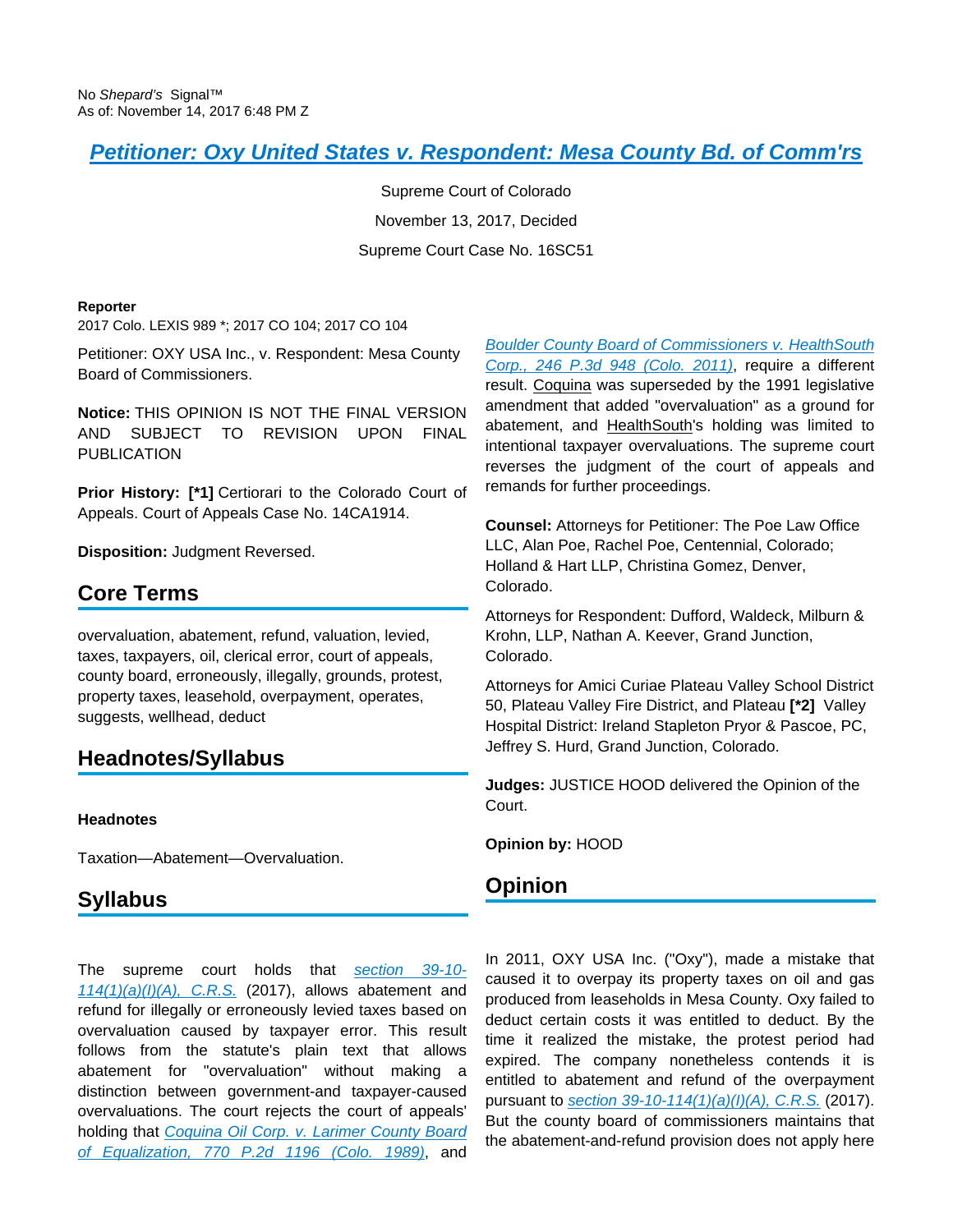No *Shepard's* Signal™
As of: November 14, 2017 6:48 PM Z

# Petitioner: Oxy United States v. Respondent: Mesa County Bd. of Comm'rs

Supreme Court of Colorado

November 13, 2017, Decided

Supreme Court Case No. 16SC51

**Reporter**

2017 Colo. LEXIS 989 *; 2017 CO 104; 2017 CO 104

Petitioner: OXY USA Inc., v. Respondent: Mesa County Board of Commissioners.

**Notice:** THIS OPINION IS NOT THE FINAL VERSION AND SUBJECT TO REVISION UPON FINAL PUBLICATION

**Prior History: [*1]** Certiorari to the Colorado Court of Appeals. Court of Appeals Case No. 14CA1914.

**Disposition:** Judgment Reversed.

## Core Terms

overvaluation, abatement, refund, valuation, levied, taxes, taxpayers, oil, clerical error, court of appeals, county board, erroneously, illegally, grounds, protest, property taxes, leasehold, overpayment, operates, suggests, wellhead, deduct

## Headnotes/Syllabus

**Headnotes**

Taxation—Abatement—Overvaluation.

## Syllabus

The supreme court holds that section 39-10-114(1)(a)(I)(A), C.R.S. (2017), allows abatement and refund for illegally or erroneously levied taxes based on overvaluation caused by taxpayer error. This result follows from the statute's plain text that allows abatement for "overvaluation" without making a distinction between government-and taxpayer-caused overvaluations. The court rejects the court of appeals' holding that Coquina Oil Corp. v. Larimer County Board of Equalization, 770 P.2d 1196 (Colo. 1989), and Boulder County Board of Commissioners v. HealthSouth Corp., 246 P.3d 948 (Colo. 2011), require a different result. Coquina was superseded by the 1991 legislative amendment that added "overvaluation" as a ground for abatement, and HealthSouth's holding was limited to intentional taxpayer overvaluations. The supreme court reverses the judgment of the court of appeals and remands for further proceedings.

**Counsel:** Attorneys for Petitioner: The Poe Law Office LLC, Alan Poe, Rachel Poe, Centennial, Colorado; Holland & Hart LLP, Christina Gomez, Denver, Colorado.

Attorneys for Respondent: Dufford, Waldeck, Milburn & Krohn, LLP, Nathan A. Keever, Grand Junction, Colorado.

Attorneys for Amici Curiae Plateau Valley School District 50, Plateau Valley Fire District, and Plateau **[*2]** Valley Hospital District: Ireland Stapleton Pryor & Pascoe, PC, Jeffrey S. Hurd, Grand Junction, Colorado.

**Judges:** JUSTICE HOOD delivered the Opinion of the Court.

**Opinion by:** HOOD

## Opinion

In 2011, OXY USA Inc. ("Oxy"), made a mistake that caused it to overpay its property taxes on oil and gas produced from leaseholds in Mesa County. Oxy failed to deduct certain costs it was entitled to deduct. By the time it realized the mistake, the protest period had expired. The company nonetheless contends it is entitled to abatement and refund of the overpayment pursuant to section 39-10-114(1)(a)(I)(A), C.R.S. (2017). But the county board of commissioners maintains that the abatement-and-refund provision does not apply here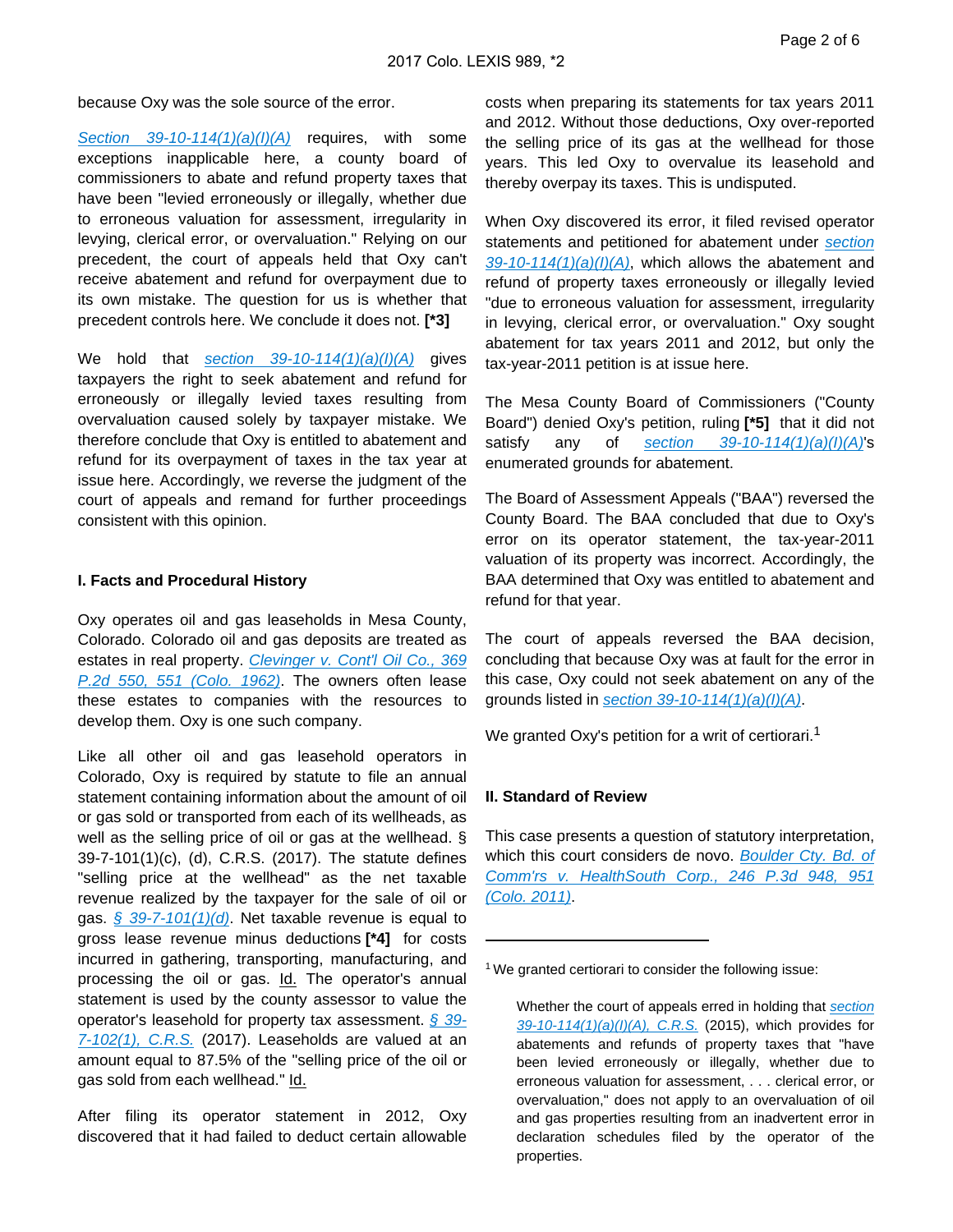because Oxy was the sole source of the error.

Section 39-10-114(1)(a)(I)(A) requires, with some exceptions inapplicable here, a county board of commissioners to abate and refund property taxes that have been "levied erroneously or illegally, whether due to erroneous valuation for assessment, irregularity in levying, clerical error, or overvaluation." Relying on our precedent, the court of appeals held that Oxy can't receive abatement and refund for overpayment due to its own mistake. The question for us is whether that precedent controls here. We conclude it does not. **[*3]**

We hold that section 39-10-114(1)(a)(I)(A) gives taxpayers the right to seek abatement and refund for erroneously or illegally levied taxes resulting from overvaluation caused solely by taxpayer mistake. We therefore conclude that Oxy is entitled to abatement and refund for its overpayment of taxes in the tax year at issue here. Accordingly, we reverse the judgment of the court of appeals and remand for further proceedings consistent with this opinion.

## I. Facts and Procedural History

Oxy operates oil and gas leaseholds in Mesa County, Colorado. Colorado oil and gas deposits are treated as estates in real property. Clevinger v. Cont'l Oil Co., 369 P.2d 550, 551 (Colo. 1962). The owners often lease these estates to companies with the resources to develop them. Oxy is one such company.

Like all other oil and gas leasehold operators in Colorado, Oxy is required by statute to file an annual statement containing information about the amount of oil or gas sold or transported from each of its wellheads, as well as the selling price of oil or gas at the wellhead. § 39-7-101(1)(c), (d), C.R.S. (2017). The statute defines "selling price at the wellhead" as the net taxable revenue realized by the taxpayer for the sale of oil or gas. § 39-7-101(1)(d). Net taxable revenue is equal to gross lease revenue minus deductions **[*4]** for costs incurred in gathering, transporting, manufacturing, and processing the oil or gas. Id. The operator's annual statement is used by the county assessor to value the operator's leasehold for property tax assessment. § 39-7-102(1), C.R.S. (2017). Leaseholds are valued at an amount equal to 87.5% of the "selling price of the oil or gas sold from each wellhead." Id.

After filing its operator statement in 2012, Oxy discovered that it had failed to deduct certain allowable costs when preparing its statements for tax years 2011 and 2012. Without those deductions, Oxy over-reported the selling price of its gas at the wellhead for those years. This led Oxy to overvalue its leasehold and thereby overpay its taxes. This is undisputed.

When Oxy discovered its error, it filed revised operator statements and petitioned for abatement under section 39-10-114(1)(a)(I)(A), which allows the abatement and refund of property taxes erroneously or illegally levied "due to erroneous valuation for assessment, irregularity in levying, clerical error, or overvaluation." Oxy sought abatement for tax years 2011 and 2012, but only the tax-year-2011 petition is at issue here.

The Mesa County Board of Commissioners ("County Board") denied Oxy's petition, ruling **[*5]** that it did not satisfy any of section 39-10-114(1)(a)(I)(A)'s enumerated grounds for abatement.

The Board of Assessment Appeals ("BAA") reversed the County Board. The BAA concluded that due to Oxy's error on its operator statement, the tax-year-2011 valuation of its property was incorrect. Accordingly, the BAA determined that Oxy was entitled to abatement and refund for that year.

The court of appeals reversed the BAA decision, concluding that because Oxy was at fault for the error in this case, Oxy could not seek abatement on any of the grounds listed in section 39-10-114(1)(a)(I)(A).

We granted Oxy's petition for a writ of certiorari.[1]

## II. Standard of Review

This case presents a question of statutory interpretation, which this court considers de novo. Boulder Cty. Bd. of Comm'rs v. HealthSouth Corp., 246 P.3d 948, 951 (Colo. 2011).

---

[1] We granted certiorari to consider the following issue:

> Whether the court of appeals erred in holding that section 39-10-114(1)(a)(I)(A), C.R.S. (2015), which provides for abatements and refunds of property taxes that "have been levied erroneously or illegally, whether due to erroneous valuation for assessment, . . . clerical error, or overvaluation," does not apply to an overvaluation of oil and gas properties resulting from an inadvertent error in declaration schedules filed by the operator of the properties.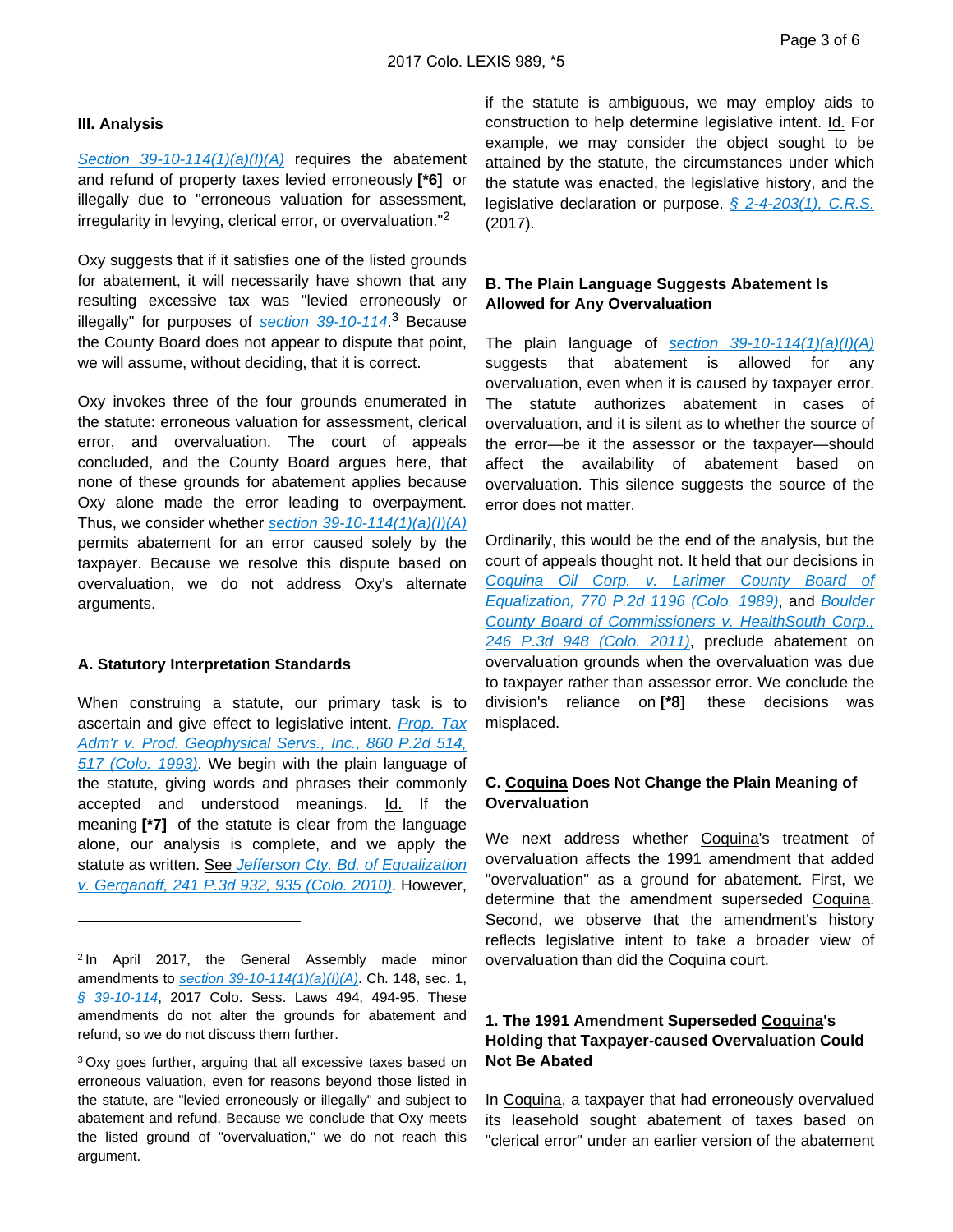### III. Analysis

Section 39-10-114(1)(a)(I)(A) requires the abatement and refund of property taxes levied erroneously **[*6]** or illegally due to "erroneous valuation for assessment, irregularity in levying, clerical error, or overvaluation."[2]

Oxy suggests that if it satisfies one of the listed grounds for abatement, it will necessarily have shown that any resulting excessive tax was "levied erroneously or illegally" for purposes of section 39-10-114.[3] Because the County Board does not appear to dispute that point, we will assume, without deciding, that it is correct.

Oxy invokes three of the four grounds enumerated in the statute: erroneous valuation for assessment, clerical error, and overvaluation. The court of appeals concluded, and the County Board argues here, that none of these grounds for abatement applies because Oxy alone made the error leading to overpayment. Thus, we consider whether section 39-10-114(1)(a)(I)(A) permits abatement for an error caused solely by the taxpayer. Because we resolve this dispute based on overvaluation, we do not address Oxy's alternate arguments.

#### A. Statutory Interpretation Standards

When construing a statute, our primary task is to ascertain and give effect to legislative intent. *Prop. Tax Adm'r v. Prod. Geophysical Servs., Inc., 860 P.2d 514, 517 (Colo. 1993)*. We begin with the plain language of the statute, giving words and phrases their commonly accepted and understood meanings. Id. If the meaning **[*7]** of the statute is clear from the language alone, our analysis is complete, and we apply the statute as written. See *Jefferson Cty. Bd. of Equalization v. Gerganoff, 241 P.3d 932, 935 (Colo. 2010)*. However, if the statute is ambiguous, we may employ aids to construction to help determine legislative intent. Id. For example, we may consider the object sought to be attained by the statute, the circumstances under which the statute was enacted, the legislative history, and the legislative declaration or purpose. § 2-4-203(1), C.R.S. (2017).

#### B. The Plain Language Suggests Abatement Is Allowed for Any Overvaluation

The plain language of section 39-10-114(1)(a)(I)(A) suggests that abatement is allowed for any overvaluation, even when it is caused by taxpayer error. The statute authorizes abatement in cases of overvaluation, and it is silent as to whether the source of the error—be it the assessor or the taxpayer—should affect the availability of abatement based on overvaluation. This silence suggests the source of the error does not matter.

Ordinarily, this would be the end of the analysis, but the court of appeals thought not. It held that our decisions in *Coquina Oil Corp. v. Larimer County Board of Equalization, 770 P.2d 1196 (Colo. 1989)*, and *Boulder County Board of Commissioners v. HealthSouth Corp., 246 P.3d 948 (Colo. 2011)*, preclude abatement on overvaluation grounds when the overvaluation was due to taxpayer rather than assessor error. We conclude the division's reliance on **[*8]** these decisions was misplaced.

#### C. Coquina Does Not Change the Plain Meaning of Overvaluation

We next address whether Coquina's treatment of overvaluation affects the 1991 amendment that added "overvaluation" as a ground for abatement. First, we determine that the amendment superseded Coquina. Second, we observe that the amendment's history reflects legislative intent to take a broader view of overvaluation than did the Coquina court.

##### 1. The 1991 Amendment Superseded Coquina's Holding that Taxpayer-caused Overvaluation Could Not Be Abated

In Coquina, a taxpayer that had erroneously overvalued its leasehold sought abatement of taxes based on "clerical error" under an earlier version of the abatement

---

[2] In April 2017, the General Assembly made minor amendments to section 39-10-114(1)(a)(I)(A). Ch. 148, sec. 1, § 39-10-114, 2017 Colo. Sess. Laws 494, 494-95. These amendments do not alter the grounds for abatement and refund, so we do not discuss them further.

[3] Oxy goes further, arguing that all excessive taxes based on erroneous valuation, even for reasons beyond those listed in the statute, are "levied erroneously or illegally" and subject to abatement and refund. Because we conclude that Oxy meets the listed ground of "overvaluation," we do not reach this argument.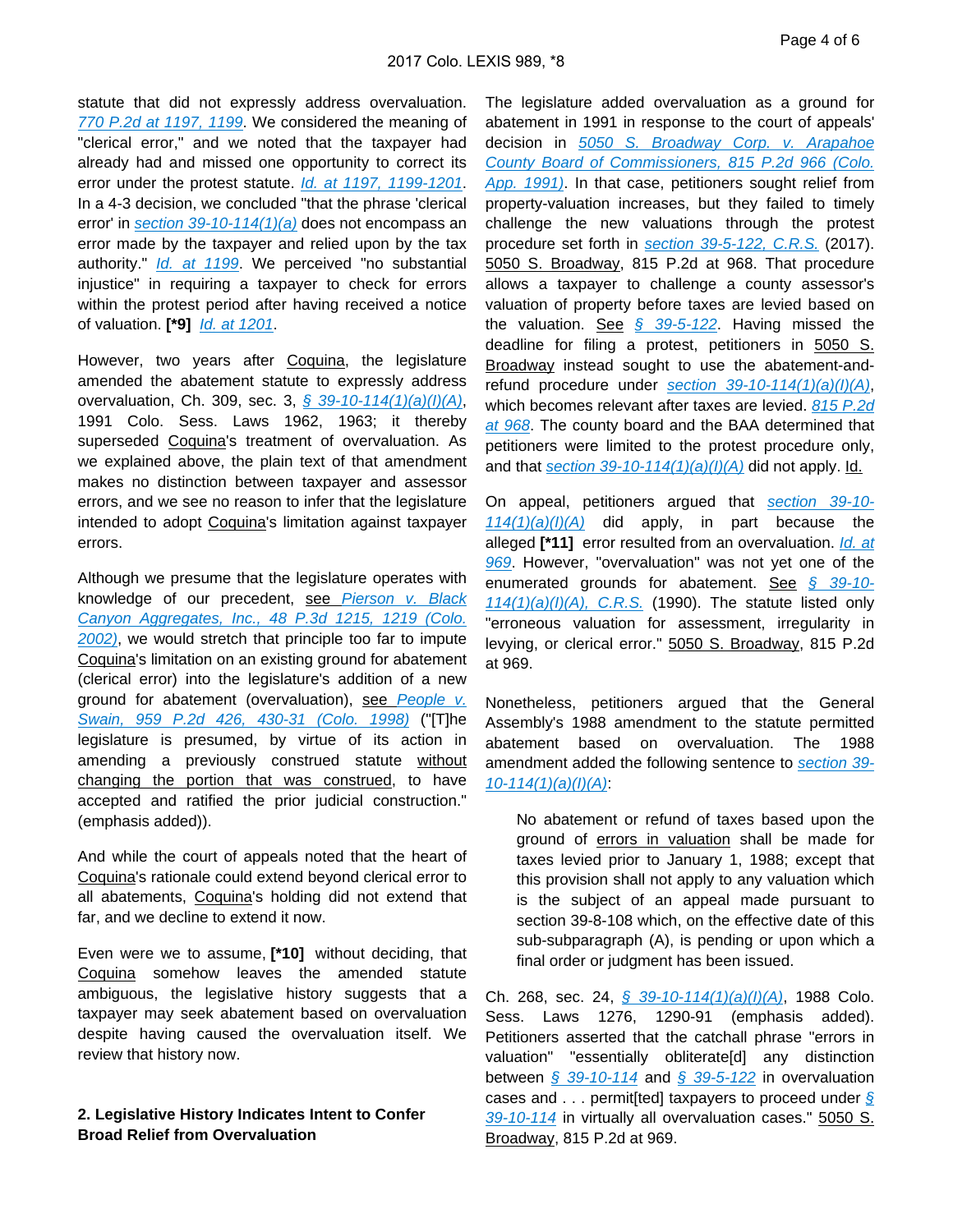statute that did not expressly address overvaluation. 770 P.2d at 1197, 1199. We considered the meaning of "clerical error," and we noted that the taxpayer had already had and missed one opportunity to correct its error under the protest statute. Id. at 1197, 1199-1201. In a 4-3 decision, we concluded "that the phrase 'clerical error' in section 39-10-114(1)(a) does not encompass an error made by the taxpayer and relied upon by the tax authority." Id. at 1199. We perceived "no substantial injustice" in requiring a taxpayer to check for errors within the protest period after having received a notice of valuation. **[*9]** Id. at 1201.

However, two years after Coquina, the legislature amended the abatement statute to expressly address overvaluation, Ch. 309, sec. 3, § 39-10-114(1)(a)(I)(A), 1991 Colo. Sess. Laws 1962, 1963; it thereby superseded Coquina's treatment of overvaluation. As we explained above, the plain text of that amendment makes no distinction between taxpayer and assessor errors, and we see no reason to infer that the legislature intended to adopt Coquina's limitation against taxpayer errors.

Although we presume that the legislature operates with knowledge of our precedent, see Pierson v. Black Canyon Aggregates, Inc., 48 P.3d 1215, 1219 (Colo. 2002), we would stretch that principle too far to impute Coquina's limitation on an existing ground for abatement (clerical error) into the legislature's addition of a new ground for abatement (overvaluation), see People v. Swain, 959 P.2d 426, 430-31 (Colo. 1998) ("[T]he legislature is presumed, by virtue of its action in amending a previously construed statute without changing the portion that was construed, to have accepted and ratified the prior judicial construction." (emphasis added)).

And while the court of appeals noted that the heart of Coquina's rationale could extend beyond clerical error to all abatements, Coquina's holding did not extend that far, and we decline to extend it now.

Even were we to assume, **[*10]** without deciding, that Coquina somehow leaves the amended statute ambiguous, the legislative history suggests that a taxpayer may seek abatement based on overvaluation despite having caused the overvaluation itself. We review that history now.

**2. Legislative History Indicates Intent to Confer Broad Relief from Overvaluation**

The legislature added overvaluation as a ground for abatement in 1991 in response to the court of appeals' decision in 5050 S. Broadway Corp. v. Arapahoe County Board of Commissioners, 815 P.2d 966 (Colo. App. 1991). In that case, petitioners sought relief from property-valuation increases, but they failed to timely challenge the new valuations through the protest procedure set forth in section 39-5-122, C.R.S. (2017). 5050 S. Broadway, 815 P.2d at 968. That procedure allows a taxpayer to challenge a county assessor's valuation of property before taxes are levied based on the valuation. See § 39-5-122. Having missed the deadline for filing a protest, petitioners in 5050 S. Broadway instead sought to use the abatement-and-refund procedure under section 39-10-114(1)(a)(I)(A), which becomes relevant after taxes are levied. 815 P.2d at 968. The county board and the BAA determined that petitioners were limited to the protest procedure only, and that section 39-10-114(1)(a)(I)(A) did not apply. Id.

On appeal, petitioners argued that section 39-10-114(1)(a)(I)(A) did apply, in part because the alleged **[*11]** error resulted from an overvaluation. Id. at 969. However, "overvaluation" was not yet one of the enumerated grounds for abatement. See § 39-10-114(1)(a)(I)(A), C.R.S. (1990). The statute listed only "erroneous valuation for assessment, irregularity in levying, or clerical error." 5050 S. Broadway, 815 P.2d at 969.

Nonetheless, petitioners argued that the General Assembly's 1988 amendment to the statute permitted abatement based on overvaluation. The 1988 amendment added the following sentence to section 39-10-114(1)(a)(I)(A):

> No abatement or refund of taxes based upon the ground of errors in valuation shall be made for taxes levied prior to January 1, 1988; except that this provision shall not apply to any valuation which is the subject of an appeal made pursuant to section 39-8-108 which, on the effective date of this sub-subparagraph (A), is pending or upon which a final order or judgment has been issued.

Ch. 268, sec. 24, § 39-10-114(1)(a)(I)(A), 1988 Colo. Sess. Laws 1276, 1290-91 (emphasis added). Petitioners asserted that the catchall phrase "errors in valuation" "essentially obliterate[d] any distinction between § 39-10-114 and § 39-5-122 in overvaluation cases and . . . permit[ted] taxpayers to proceed under § 39-10-114 in virtually all overvaluation cases." 5050 S. Broadway, 815 P.2d at 969.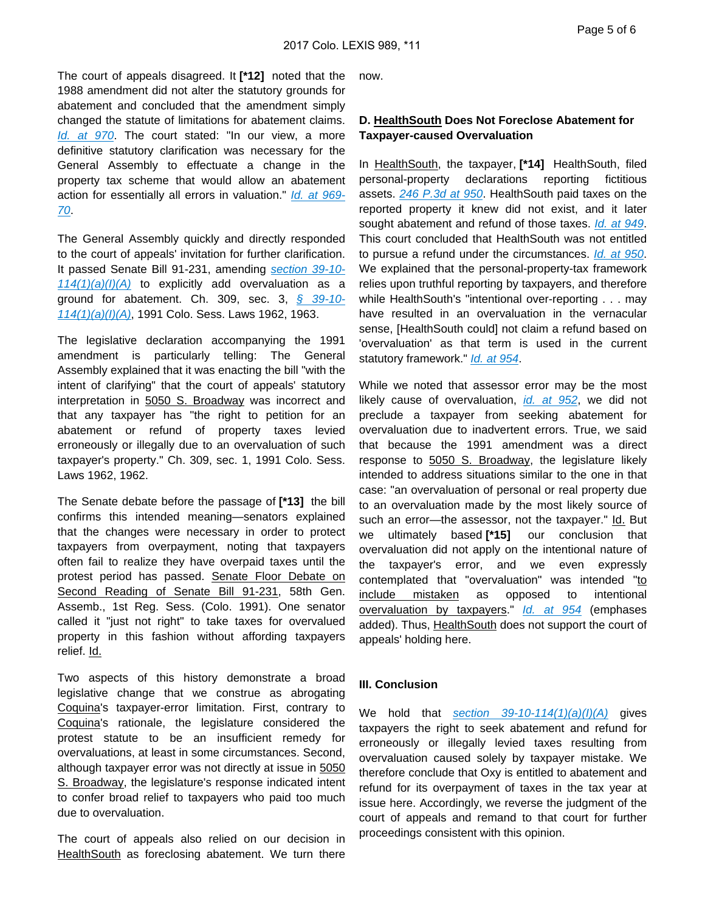The court of appeals disagreed. It **[*12]** noted that the 1988 amendment did not alter the statutory grounds for abatement and concluded that the amendment simply changed the statute of limitations for abatement claims. *Id. at 970*. The court stated: "In our view, a more definitive statutory clarification was necessary for the General Assembly to effectuate a change in the property tax scheme that would allow an abatement action for essentially all errors in valuation." *Id. at 969-70*.

The General Assembly quickly and directly responded to the court of appeals' invitation for further clarification. It passed Senate Bill 91-231, amending *section 39-10-114(1)(a)(I)(A)* to explicitly add overvaluation as a ground for abatement. Ch. 309, sec. 3, *§ 39-10-114(1)(a)(I)(A)*, 1991 Colo. Sess. Laws 1962, 1963.

The legislative declaration accompanying the 1991 amendment is particularly telling: The General Assembly explained that it was enacting the bill "with the intent of clarifying" that the court of appeals' statutory interpretation in 5050 S. Broadway was incorrect and that any taxpayer has "the right to petition for an abatement or refund of property taxes levied erroneously or illegally due to an overvaluation of such taxpayer's property." Ch. 309, sec. 1, 1991 Colo. Sess. Laws 1962, 1962.

The Senate debate before the passage of **[*13]** the bill confirms this intended meaning—senators explained that the changes were necessary in order to protect taxpayers from overpayment, noting that taxpayers often fail to realize they have overpaid taxes until the protest period has passed. Senate Floor Debate on Second Reading of Senate Bill 91-231, 58th Gen. Assemb., 1st Reg. Sess. (Colo. 1991). One senator called it "just not right" to take taxes for overvalued property in this fashion without affording taxpayers relief. Id.

Two aspects of this history demonstrate a broad legislative change that we construe as abrogating Coquina's taxpayer-error limitation. First, contrary to Coquina's rationale, the legislature considered the protest statute to be an insufficient remedy for overvaluations, at least in some circumstances. Second, although taxpayer error was not directly at issue in 5050 S. Broadway, the legislature's response indicated intent to confer broad relief to taxpayers who paid too much due to overvaluation.

The court of appeals also relied on our decision in HealthSouth as foreclosing abatement. We turn there now.

### D. HealthSouth Does Not Foreclose Abatement for Taxpayer-caused Overvaluation

In HealthSouth, the taxpayer, **[*14]** HealthSouth, filed personal-property declarations reporting fictitious assets. *246 P.3d at 950*. HealthSouth paid taxes on the reported property it knew did not exist, and it later sought abatement and refund of those taxes. *Id. at 949*. This court concluded that HealthSouth was not entitled to pursue a refund under the circumstances. *Id. at 950*. We explained that the personal-property-tax framework relies upon truthful reporting by taxpayers, and therefore while HealthSouth's "intentional over-reporting . . . may have resulted in an overvaluation in the vernacular sense, [HealthSouth could] not claim a refund based on 'overvaluation' as that term is used in the current statutory framework." *Id. at 954*.

While we noted that assessor error may be the most likely cause of overvaluation, *id. at 952*, we did not preclude a taxpayer from seeking abatement for overvaluation due to inadvertent errors. True, we said that because the 1991 amendment was a direct response to 5050 S. Broadway, the legislature likely intended to address situations similar to the one in that case: "an overvaluation of personal or real property due to an overvaluation made by the most likely source of such an error—the assessor, not the taxpayer." Id. But we ultimately based **[*15]** our conclusion that overvaluation did not apply on the intentional nature of the taxpayer's error, and we even expressly contemplated that "overvaluation" was intended "to include mistaken as opposed to intentional overvaluation by taxpayers." *Id. at 954* (emphases added). Thus, HealthSouth does not support the court of appeals' holding here.

## III. Conclusion

We hold that *section 39-10-114(1)(a)(I)(A)* gives taxpayers the right to seek abatement and refund for erroneously or illegally levied taxes resulting from overvaluation caused solely by taxpayer mistake. We therefore conclude that Oxy is entitled to abatement and refund for its overpayment of taxes in the tax year at issue here. Accordingly, we reverse the judgment of the court of appeals and remand to that court for further proceedings consistent with this opinion.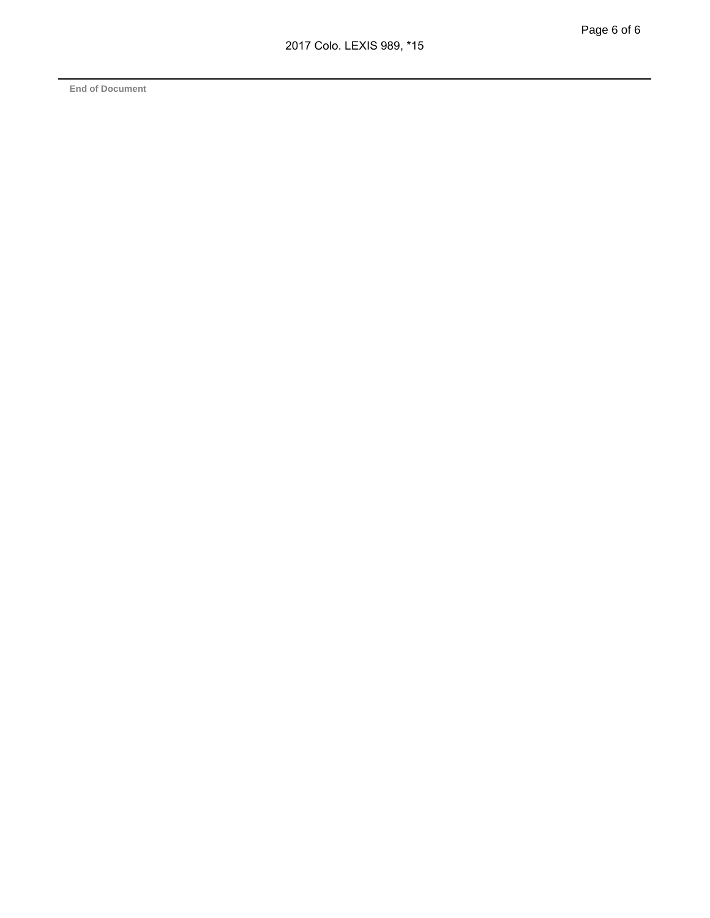**End of Document**